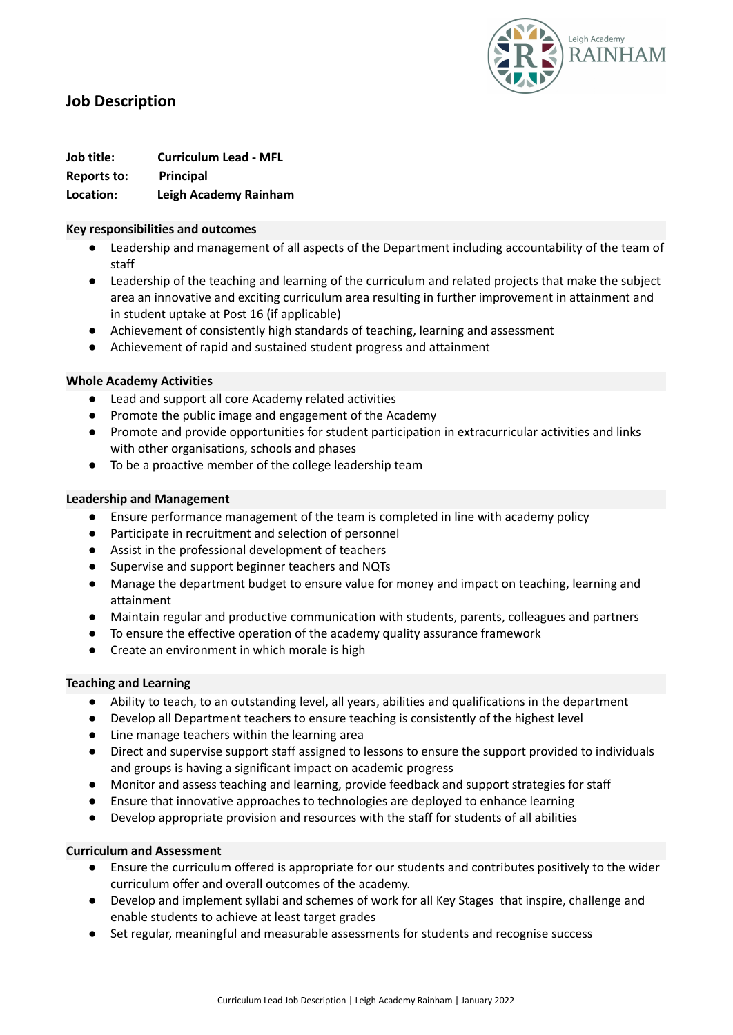# Job Description

**Job title:** Curriculum Lead - MFL
**Reports to:** Principal
**Location:** Leigh Academy Rainham

### Key responsibilities and outcomes

- Leadership and management of all aspects of the Department including accountability of the team of staff
- Leadership of the teaching and learning of the curriculum and related projects that make the subject area an innovative and exciting curriculum area resulting in further improvement in attainment and in student uptake at Post 16 (if applicable)
- Achievement of consistently high standards of teaching, learning and assessment
- Achievement of rapid and sustained student progress and attainment

### Whole Academy Activities

- Lead and support all core Academy related activities
- Promote the public image and engagement of the Academy
- Promote and provide opportunities for student participation in extracurricular activities and links with other organisations, schools and phases
- To be a proactive member of the college leadership team

### Leadership and Management

- Ensure performance management of the team is completed in line with academy policy
- Participate in recruitment and selection of personnel
- Assist in the professional development of teachers
- Supervise and support beginner teachers and NQTs
- Manage the department budget to ensure value for money and impact on teaching, learning and attainment
- Maintain regular and productive communication with students, parents, colleagues and partners
- To ensure the effective operation of the academy quality assurance framework
- Create an environment in which morale is high

### Teaching and Learning

- Ability to teach, to an outstanding level, all years, abilities and qualifications in the department
- Develop all Department teachers to ensure teaching is consistently of the highest level
- Line manage teachers within the learning area
- Direct and supervise support staff assigned to lessons to ensure the support provided to individuals and groups is having a significant impact on academic progress
- Monitor and assess teaching and learning, provide feedback and support strategies for staff
- Ensure that innovative approaches to technologies are deployed to enhance learning
- Develop appropriate provision and resources with the staff for students of all abilities

### Curriculum and Assessment

- Ensure the curriculum offered is appropriate for our students and contributes positively to the wider curriculum offer and overall outcomes of the academy.
- Develop and implement syllabi and schemes of work for all Key Stages that inspire, challenge and enable students to achieve at least target grades
- Set regular, meaningful and measurable assessments for students and recognise success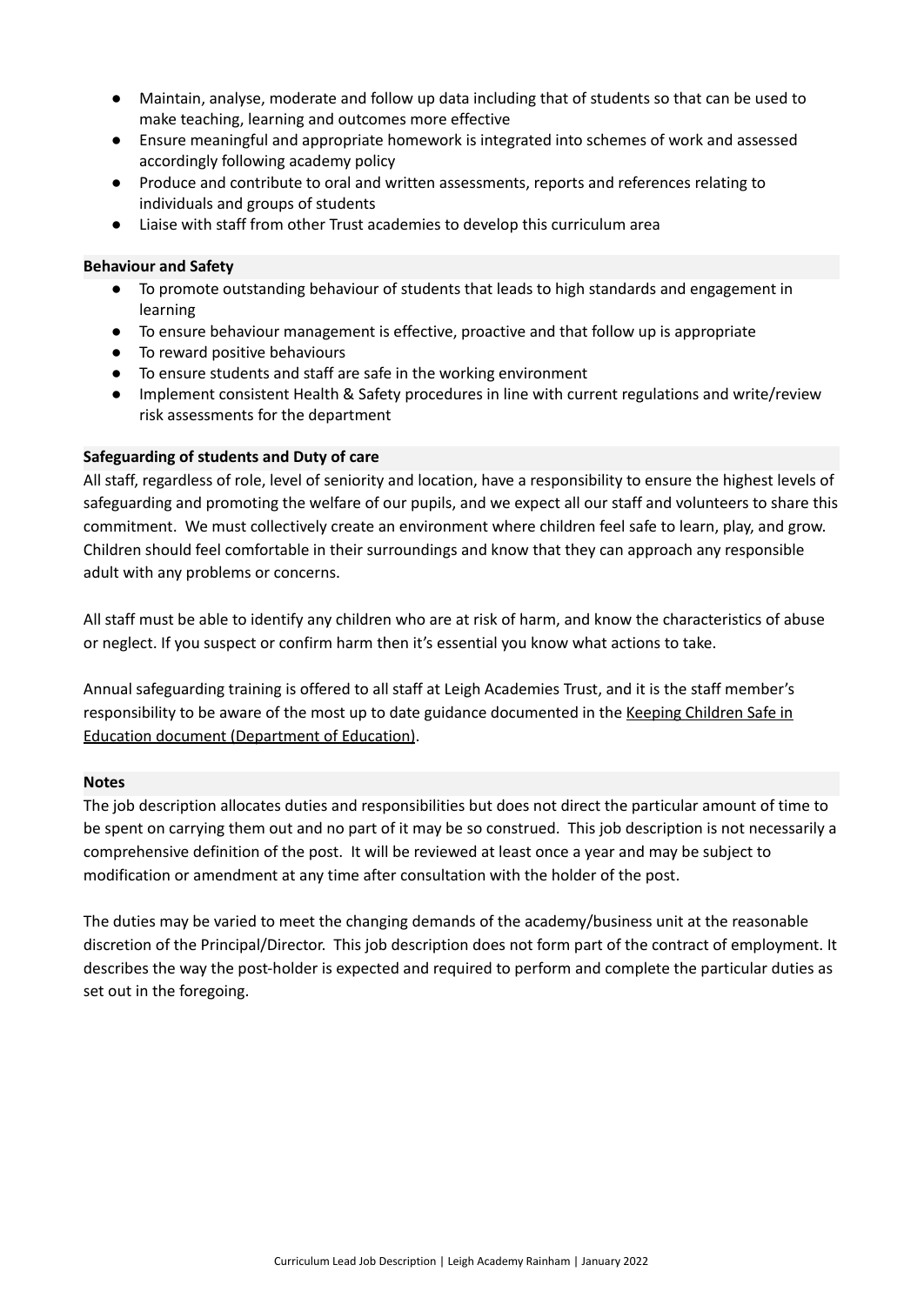- Maintain, analyse, moderate and follow up data including that of students so that can be used to make teaching, learning and outcomes more effective
- Ensure meaningful and appropriate homework is integrated into schemes of work and assessed accordingly following academy policy
- Produce and contribute to oral and written assessments, reports and references relating to individuals and groups of students
- Liaise with staff from other Trust academies to develop this curriculum area

**Behaviour and Safety**

- To promote outstanding behaviour of students that leads to high standards and engagement in learning
- To ensure behaviour management is effective, proactive and that follow up is appropriate
- To reward positive behaviours
- To ensure students and staff are safe in the working environment
- Implement consistent Health & Safety procedures in line with current regulations and write/review risk assessments for the department

**Safeguarding of students and Duty of care**

All staff, regardless of role, level of seniority and location, have a responsibility to ensure the highest levels of safeguarding and promoting the welfare of our pupils, and we expect all our staff and volunteers to share this commitment. We must collectively create an environment where children feel safe to learn, play, and grow. Children should feel comfortable in their surroundings and know that they can approach any responsible adult with any problems or concerns.

All staff must be able to identify any children who are at risk of harm, and know the characteristics of abuse or neglect. If you suspect or confirm harm then it's essential you know what actions to take.

Annual safeguarding training is offered to all staff at Leigh Academies Trust, and it is the staff member's responsibility to be aware of the most up to date guidance documented in the Keeping Children Safe in Education document (Department of Education).

**Notes**

The job description allocates duties and responsibilities but does not direct the particular amount of time to be spent on carrying them out and no part of it may be so construed. This job description is not necessarily a comprehensive definition of the post. It will be reviewed at least once a year and may be subject to modification or amendment at any time after consultation with the holder of the post.

The duties may be varied to meet the changing demands of the academy/business unit at the reasonable discretion of the Principal/Director. This job description does not form part of the contract of employment. It describes the way the post-holder is expected and required to perform and complete the particular duties as set out in the foregoing.